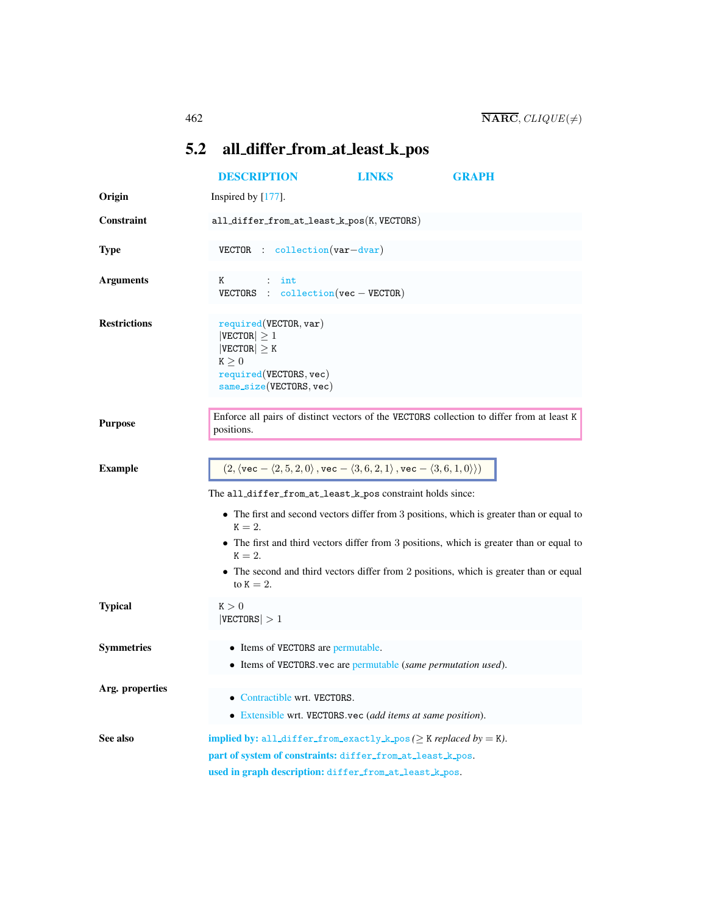## 5.2 all_differ_from_at_least_k_pos

DESCRIPTION LINKS GRAPH

**Origin**

Inspired by [177].

**Constraint**

all_differ_from_at_least_k_pos(K, VECTORS)

**Type**

VECTOR : collection(var−dvar)

**Arguments**

K : int
VECTORS : collection(vec − VECTOR)

**Restrictions**

required(VECTOR, var)
$|\text{VECTOR}| \geq 1$
$|\text{VECTOR}| \geq \text{K}$
$\text{K} \geq 0$
required(VECTORS, vec)
same_size(VECTORS, vec)

**Purpose**

Enforce all pairs of distinct vectors of the VECTORS collection to differ from at least K positions.

**Example**

$(2, \langle \text{vec} - \langle 2, 5, 2, 0 \rangle, \text{vec} - \langle 3, 6, 2, 1 \rangle, \text{vec} - \langle 3, 6, 1, 0 \rangle \rangle)$

The all_differ_from_at_least_k_pos constraint holds since:

- The first and second vectors differ from 3 positions, which is greater than or equal to $\text{K} = 2$.
- The first and third vectors differ from 3 positions, which is greater than or equal to $\text{K} = 2$.
- The second and third vectors differ from 2 positions, which is greater than or equal to $\text{K} = 2$.

**Typical**

$\text{K} > 0$
$|\text{VECTORS}| > 1$

**Symmetries**

- Items of VECTORS are permutable.
- Items of VECTORS.vec are permutable (*same permutation used*).

**Arg. properties**

- Contractible wrt. VECTORS.
- Extensible wrt. VECTORS.vec (*add items at same position*).

**See also**

**implied by:** all_differ_from_exactly_k_pos ($\geq$ K *replaced by* = K).

**part of system of constraints:** differ_from_at_least_k_pos.

**used in graph description:** differ_from_at_least_k_pos.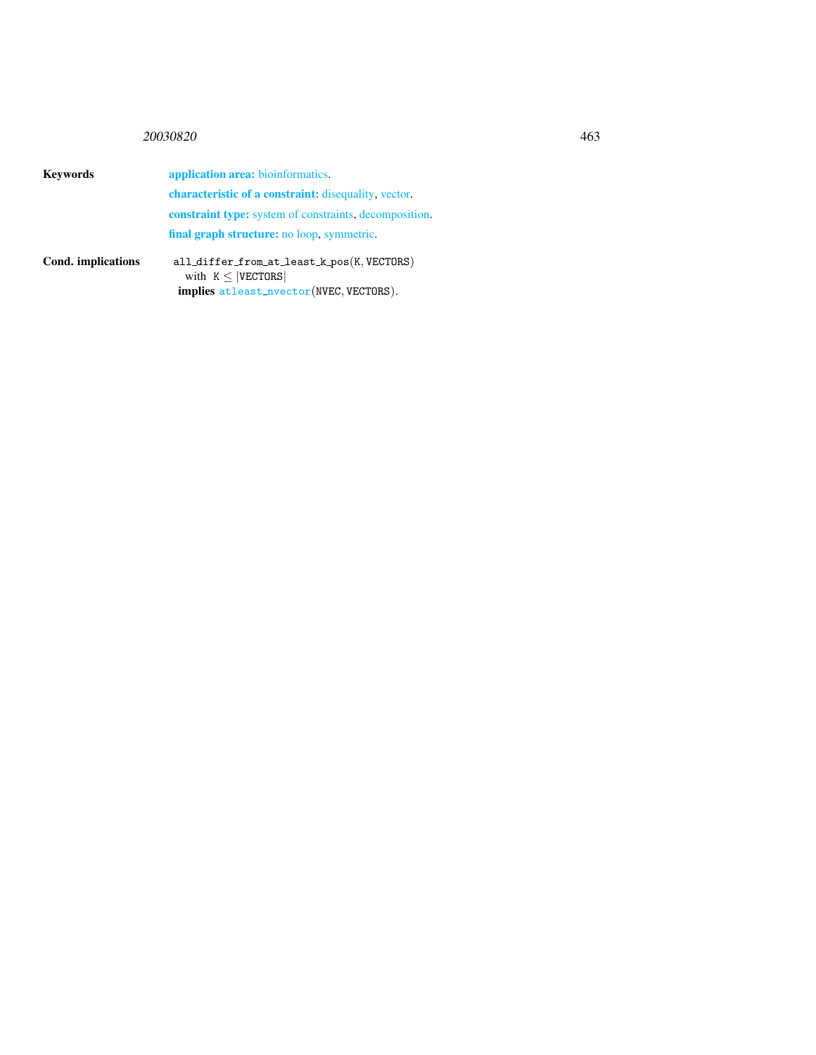**Keywords**

**application area:** bioinformatics.

**characteristic of a constraint:** disequality, vector.

**constraint type:** system of constraints, decomposition.

**final graph structure:** no loop, symmetric.

**Cond. implications**

all_differ_from_at_least_k_pos(K, VECTORS)
with $\mathtt{K} \leq |\mathtt{VECTORS}|$
**implies** atleast_nvector(NVEC, VECTORS).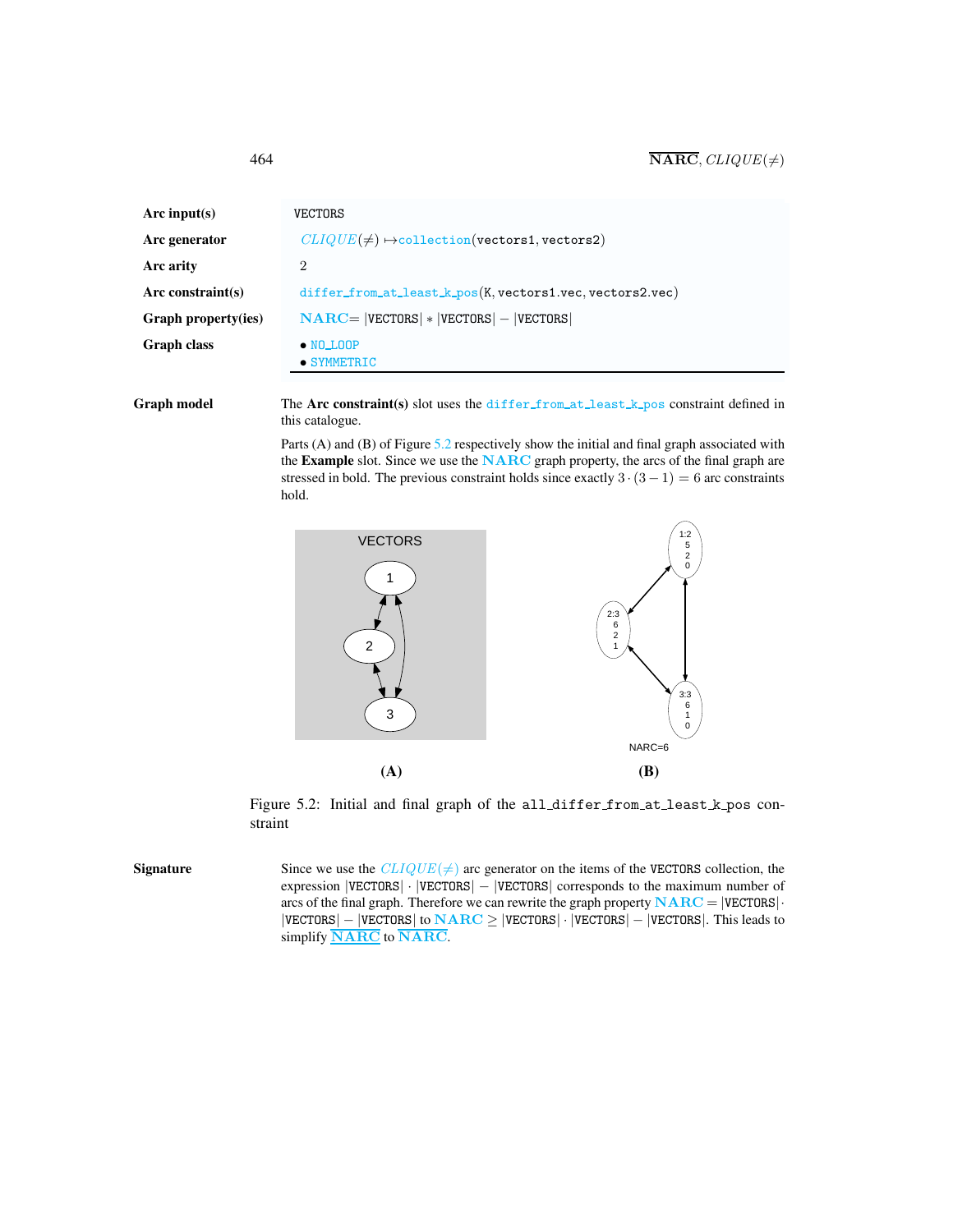| | |
|---|---|
| **Arc input(s)** | VECTORS |
| **Arc generator** | *CLIQUE*($\neq$) $\mapsto$collection(vectors1, vectors2) |
| **Arc arity** | 2 |
| **Arc constraint(s)** | differ_from_at_least_k_pos(K, vectors1.vec, vectors2.vec) |
| **Graph property(ies)** | NARC= \|VECTORS\| $*$ \|VECTORS\| $-$ \|VECTORS\| |
| **Graph class** | • NO_LOOP<br>• SYMMETRIC |

**Graph model**

The **Arc constraint(s)** slot uses the differ_from_at_least_k_pos constraint defined in this catalogue.

Parts (A) and (B) of Figure 5.2 respectively show the initial and final graph associated with the **Example** slot. Since we use the NARC graph property, the arcs of the final graph are stressed in bold. The previous constraint holds since exactly $3 \cdot (3-1) = 6$ arc constraints hold.

Figure 5.2: Initial and final graph of the all_differ_from_at_least_k_pos constraint

**Signature**

Since we use the *CLIQUE*($\neq$) arc generator on the items of the VECTORS collection, the expression |VECTORS| $\cdot$ |VECTORS| $-$ |VECTORS| corresponds to the maximum number of arcs of the final graph. Therefore we can rewrite the graph property NARC $=$ |VECTORS| $\cdot$ |VECTORS| $-$ |VECTORS| to NARC $\geq$ |VECTORS| $\cdot$ |VECTORS| $-$ |VECTORS|. This leads to simplify $\underline{\overline{\text{NARC}}}$ to $\overline{\text{NARC}}$.